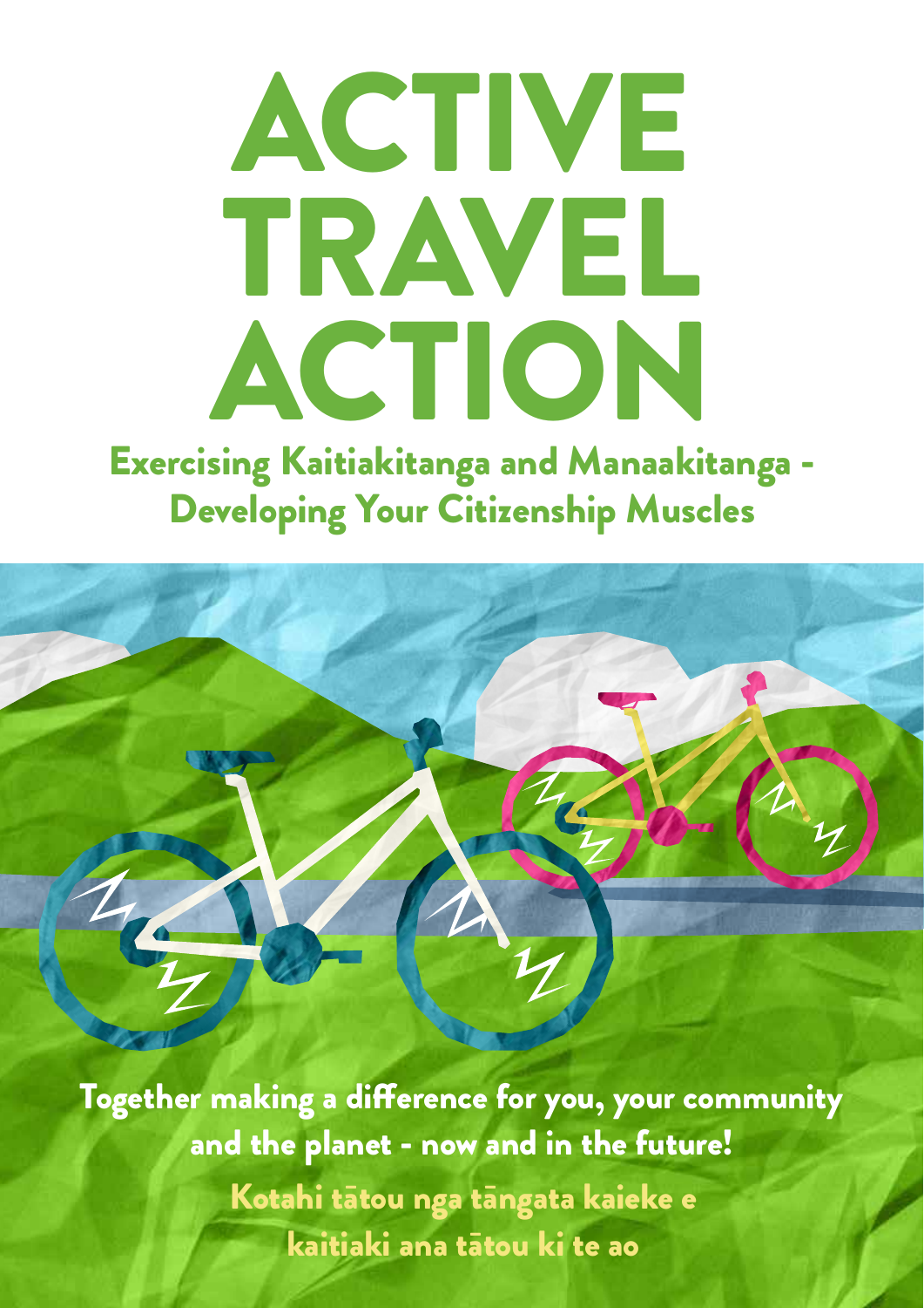# ACTIVE TRAVEL ACTION

## Exercising Kaitiakitanga and Manaakitanga - Developing Your Citizenship Muscles

**Together making a difference for you, your community and the planet - now and in the future!**

**Kotahi tātou nga tāngata kaieke e kaitiaki ana tātou ki te ao**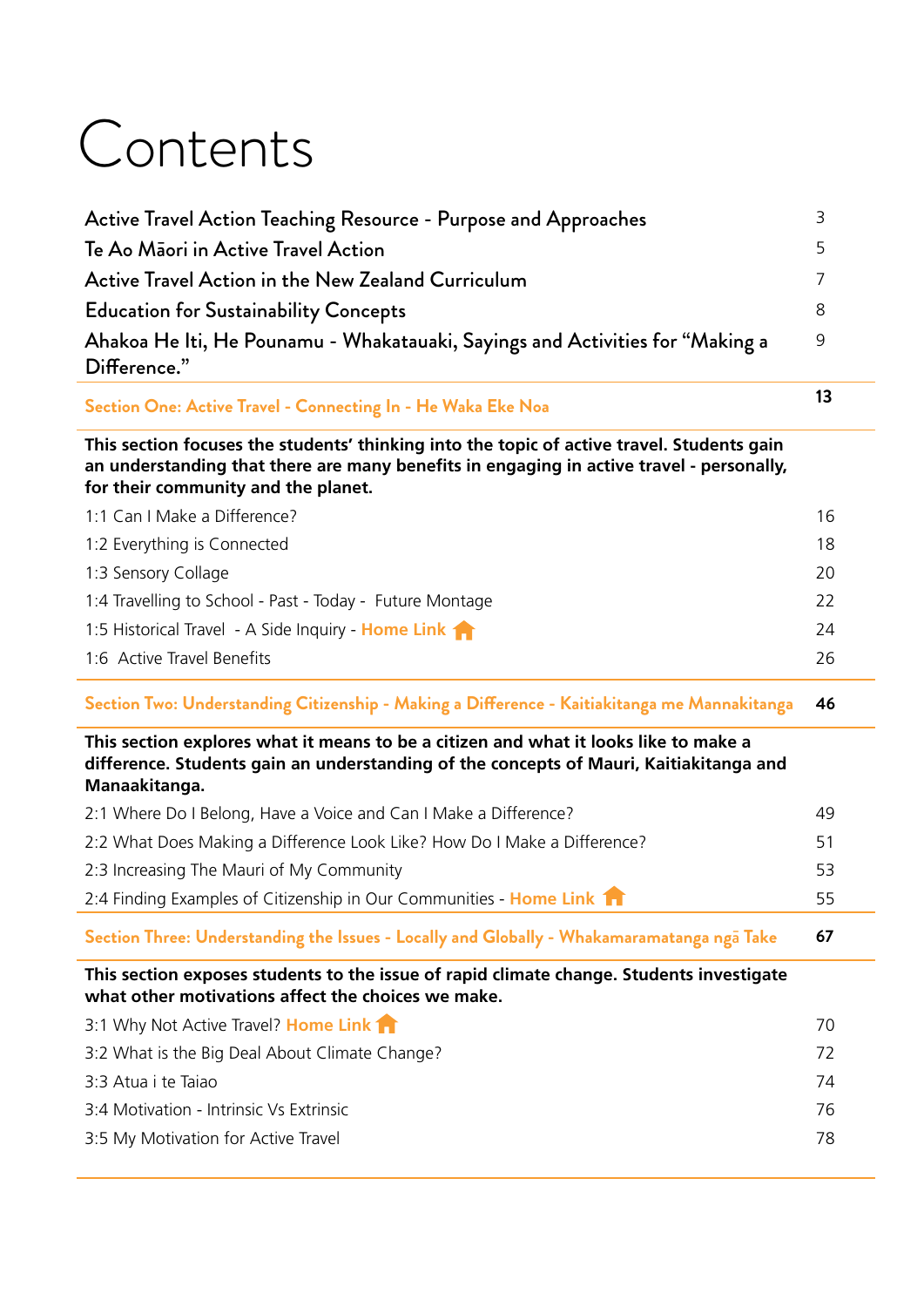# Contents

| | |
|---|---|
| Active Travel Action Teaching Resource - Purpose and Approaches | 3 |
| Te Ao Māori in Active Travel Action | 5 |
| Active Travel Action in the New Zealand Curriculum | 7 |
| Education for Sustainability Concepts | 8 |
| Ahakoa He Iti, He Pounamu - Whakatauaki, Sayings and Activities for "Making a Difference." | 9 |
| **Section One: Active Travel - Connecting In - He Waka Eke Noa** | **13** |
| **This section focuses the students' thinking into the topic of active travel. Students gain an understanding that there are many benefits in engaging in active travel - personally, for their community and the planet.** | |
| 1:1 Can I Make a Difference? | 16 |
| 1:2 Everything is Connected | 18 |
| 1:3 Sensory Collage | 20 |
| 1:4 Travelling to School - Past - Today - Future Montage | 22 |
| 1:5 Historical Travel - A Side Inquiry - **Home Link** | 24 |
| 1:6 Active Travel Benefits | 26 |
| **Section Two: Understanding Citizenship - Making a Difference - Kaitiakitanga me Mannakitanga** | **46** |
| **This section explores what it means to be a citizen and what it looks like to make a difference. Students gain an understanding of the concepts of Mauri, Kaitiakitanga and Manaakitanga.** | |
| 2:1 Where Do I Belong, Have a Voice and Can I Make a Difference? | 49 |
| 2:2 What Does Making a Difference Look Like? How Do I Make a Difference? | 51 |
| 2:3 Increasing The Mauri of My Community | 53 |
| 2:4 Finding Examples of Citizenship in Our Communities - **Home Link** | 55 |
| **Section Three: Understanding the Issues - Locally and Globally - Whakamaramatanga ngā Take** | **67** |
| **This section exposes students to the issue of rapid climate change. Students investigate what other motivations affect the choices we make.** | |
| 3:1 Why Not Active Travel? **Home Link** | 70 |
| 3:2 What is the Big Deal About Climate Change? | 72 |
| 3:3 Atua i te Taiao | 74 |
| 3:4 Motivation - Intrinsic Vs Extrinsic | 76 |
| 3:5 My Motivation for Active Travel | 78 |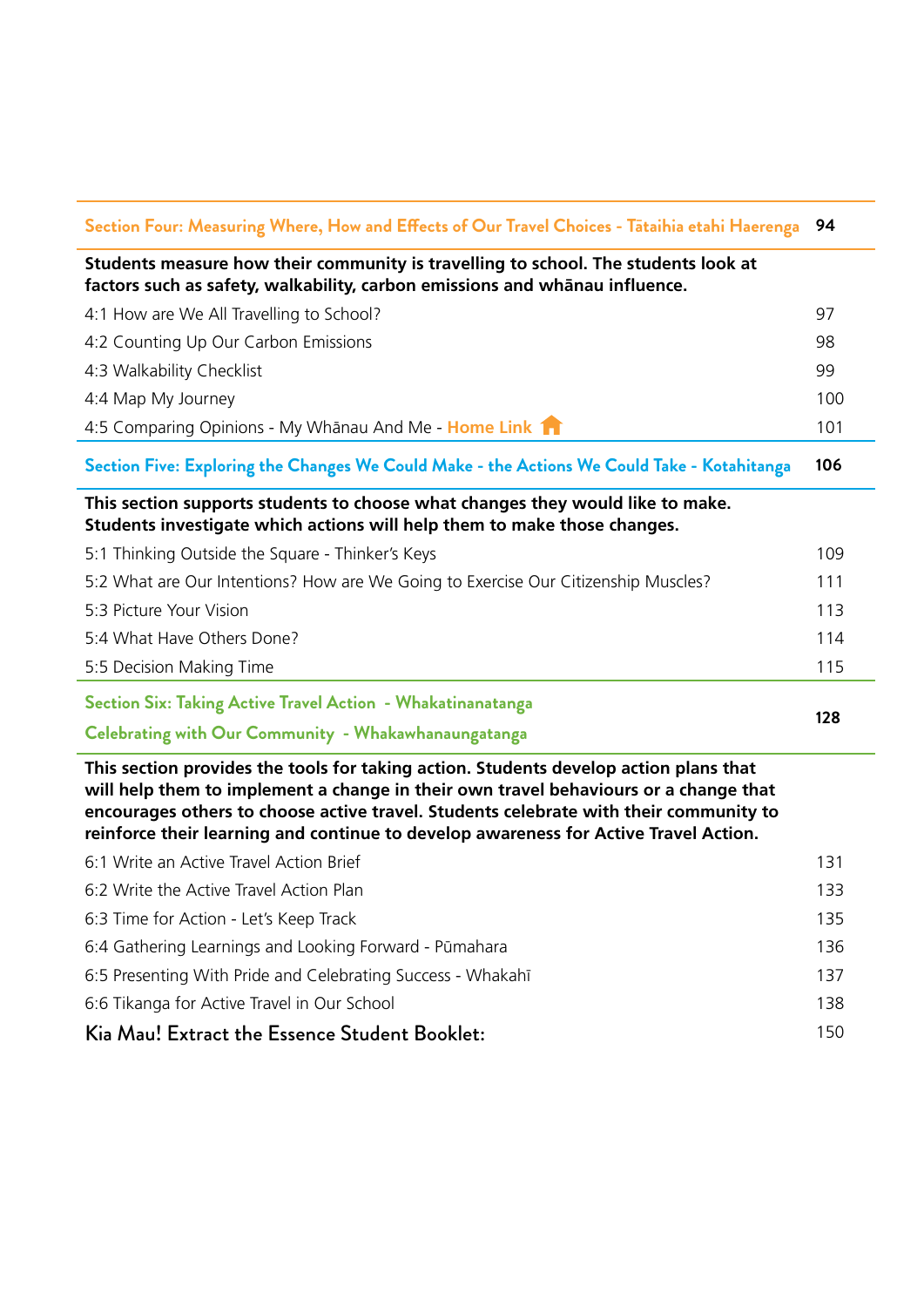## Section Four: Measuring Where, How and Effects of Our Travel Choices - Tātaihia etahi Haerenga — 94

**Students measure how their community is travelling to school. The students look at factors such as safety, walkability, carbon emissions and whānau influence.**

| | |
|---|---|
| 4:1 How are We All Travelling to School? | 97 |
| 4:2 Counting Up Our Carbon Emissions | 98 |
| 4:3 Walkability Checklist | 99 |
| 4:4 Map My Journey | 100 |
| 4:5 Comparing Opinions - My Whānau And Me - **Home Link** | 101 |

## Section Five: Exploring the Changes We Could Make - the Actions We Could Take - Kotahitanga — 106

**This section supports students to choose what changes they would like to make. Students investigate which actions will help them to make those changes.**

| | |
|---|---|
| 5:1 Thinking Outside the Square - Thinker's Keys | 109 |
| 5:2 What are Our Intentions? How are We Going to Exercise Our Citizenship Muscles? | 111 |
| 5:3 Picture Your Vision | 113 |
| 5:4 What Have Others Done? | 114 |
| 5:5 Decision Making Time | 115 |

## Section Six: Taking Active Travel Action - Whakatinanatanga
## Celebrating with Our Community - Whakawhanaungatanga — 128

**This section provides the tools for taking action. Students develop action plans that will help them to implement a change in their own travel behaviours or a change that encourages others to choose active travel. Students celebrate with their community to reinforce their learning and continue to develop awareness for Active Travel Action.**

| | |
|---|---|
| 6:1 Write an Active Travel Action Brief | 131 |
| 6:2 Write the Active Travel Action Plan | 133 |
| 6:3 Time for Action - Let's Keep Track | 135 |
| 6:4 Gathering Learnings and Looking Forward - Pūmahara | 136 |
| 6:5 Presenting With Pride and Celebrating Success - Whakahī | 137 |
| 6:6 Tikanga for Active Travel in Our School | 138 |

## Kia Mau! Extract the Essence Student Booklet: — 150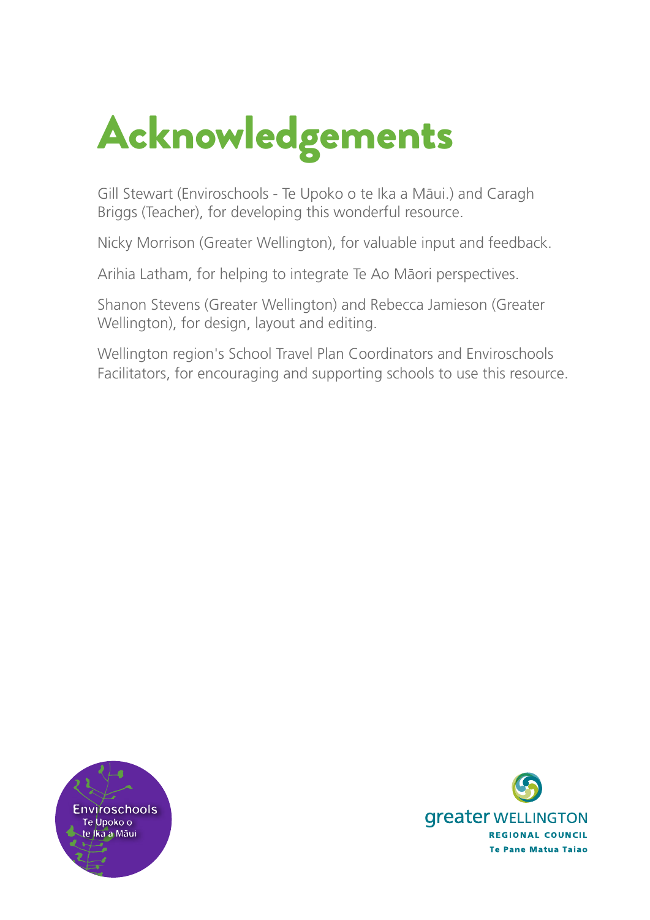# Acknowledgements

Gill Stewart (Enviroschools - Te Upoko o te Ika a Māui.) and Caragh Briggs (Teacher), for developing this wonderful resource.

Nicky Morrison (Greater Wellington), for valuable input and feedback.

Arihia Latham, for helping to integrate Te Ao Māori perspectives.

Shanon Stevens (Greater Wellington) and Rebecca Jamieson (Greater Wellington), for design, layout and editing.

Wellington region's School Travel Plan Coordinators and Enviroschools Facilitators, for encouraging and supporting schools to use this resource.

Enviroschools Te Upoko o te Ika a Māui

greater WELLINGTON REGIONAL COUNCIL Te Pane Matua Taiao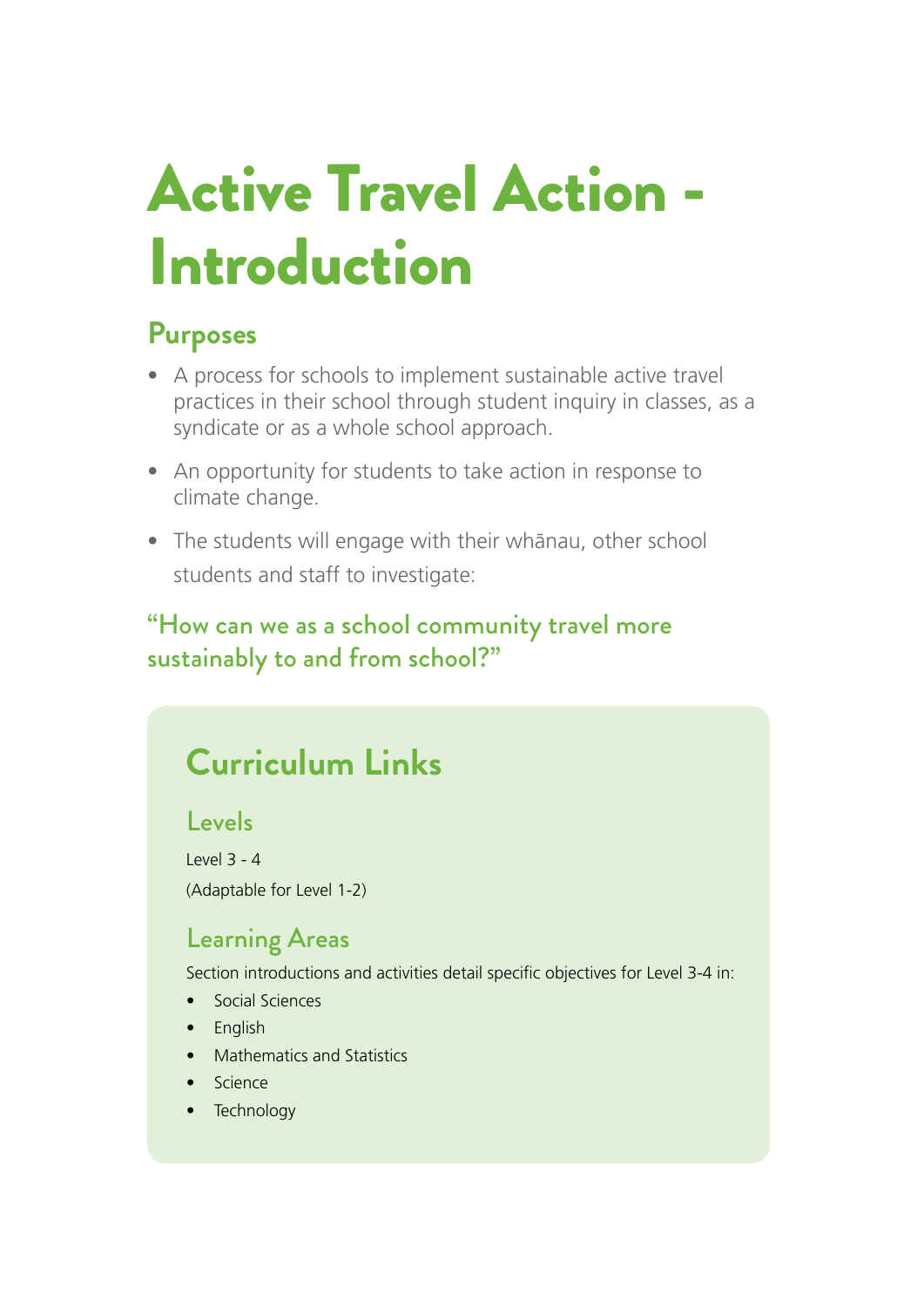# Active Travel Action - Introduction

## Purposes

- A process for schools to implement sustainable active travel practices in their school through student inquiry in classes, as a syndicate or as a whole school approach.
- An opportunity for students to take action in response to climate change.
- The students will engage with their whānau, other school students and staff to investigate:

### "How can we as a school community travel more sustainably to and from school?"

## Curriculum Links

### Levels

Level 3 - 4

(Adaptable for Level 1-2)

### Learning Areas

Section introductions and activities detail specific objectives for Level 3-4 in:

- Social Sciences
- English
- Mathematics and Statistics
- Science
- Technology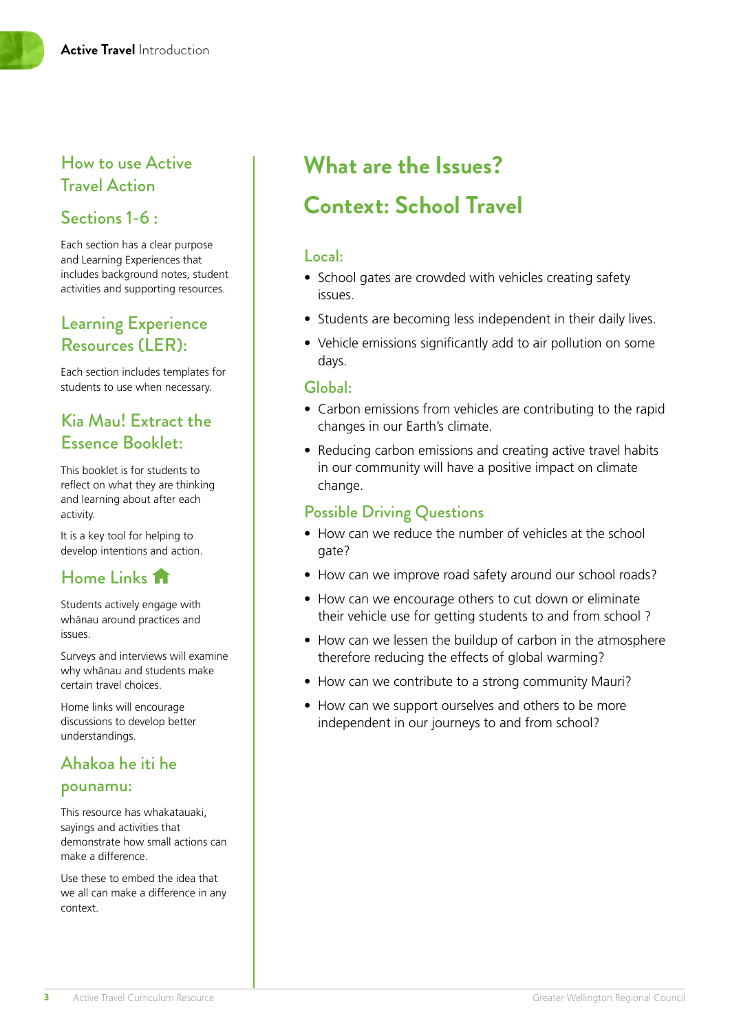## How to use Active Travel Action

### Sections 1-6 :

Each section has a clear purpose and Learning Experiences that includes background notes, student activities and supporting resources.

### Learning Experience Resources (LER):

Each section includes templates for students to use when necessary.

### Kia Mau! Extract the Essence Booklet:

This booklet is for students to reflect on what they are thinking and learning about after each activity.

It is a key tool for helping to develop intentions and action.

### Home Links

Students actively engage with whānau around practices and issues.

Surveys and interviews will examine why whānau and students make certain travel choices.

Home links will encourage discussions to develop better understandings.

### Ahakoa he iti he pounamu:

This resource has whakatauaki, sayings and activities that demonstrate how small actions can make a difference.

Use these to embed the idea that we all can make a difference in any context.

# What are the Issues?

# Context: School Travel

### Local:

- School gates are crowded with vehicles creating safety issues.
- Students are becoming less independent in their daily lives.
- Vehicle emissions significantly add to air pollution on some days.

### Global:

- Carbon emissions from vehicles are contributing to the rapid changes in our Earth's climate.
- Reducing carbon emissions and creating active travel habits in our community will have a positive impact on climate change.

### Possible Driving Questions

- How can we reduce the number of vehicles at the school gate?
- How can we improve road safety around our school roads?
- How can we encourage others to cut down or eliminate their vehicle use for getting students to and from school ?
- How can we lessen the buildup of carbon in the atmosphere therefore reducing the effects of global warming?
- How can we contribute to a strong community Mauri?
- How can we support ourselves and others to be more independent in our journeys to and from school?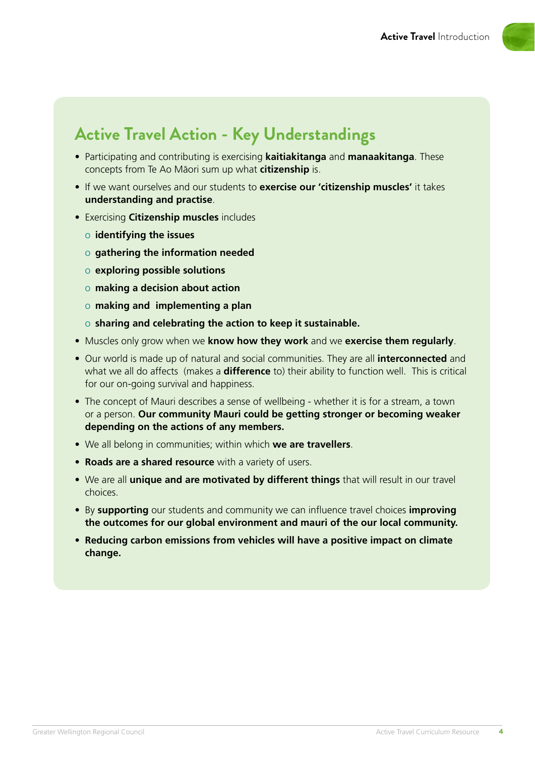## Active Travel Action - Key Understandings

- Participating and contributing is exercising **kaitiakitanga** and **manaakitanga**. These concepts from Te Ao Māori sum up what **citizenship** is.
- If we want ourselves and our students to **exercise our 'citizenship muscles'** it takes **understanding and practise**.
- Exercising **Citizenship muscles** includes
  - **identifying the issues**
  - **gathering the information needed**
  - **exploring possible solutions**
  - **making a decision about action**
  - **making and implementing a plan**
  - **sharing and celebrating the action to keep it sustainable.**
- Muscles only grow when we **know how they work** and we **exercise them regularly**.
- Our world is made up of natural and social communities. They are all **interconnected** and what we all do affects (makes a **difference** to) their ability to function well. This is critical for our on-going survival and happiness.
- The concept of Mauri describes a sense of wellbeing - whether it is for a stream, a town or a person. **Our community Mauri could be getting stronger or becoming weaker depending on the actions of any members.**
- We all belong in communities; within which **we are travellers**.
- **Roads are a shared resource** with a variety of users.
- We are all **unique and are motivated by different things** that will result in our travel choices.
- By **supporting** our students and community we can influence travel choices **improving the outcomes for our global environment and mauri of the our local community.**
- **Reducing carbon emissions from vehicles will have a positive impact on climate change.**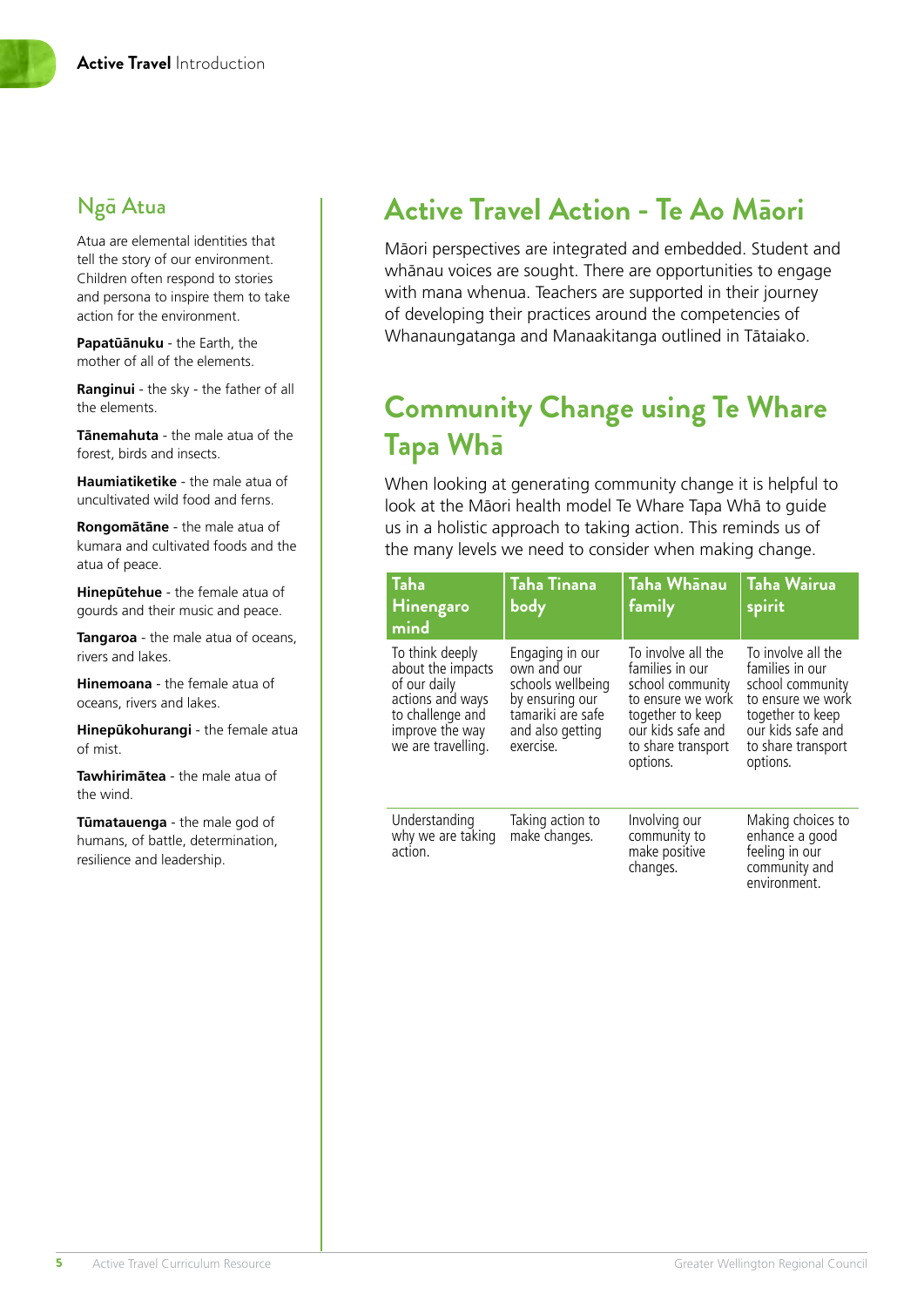## Ngā Atua

Atua are elemental identities that tell the story of our environment. Children often respond to stories and persona to inspire them to take action for the environment.

**Papatūānuku** - the Earth, the mother of all of the elements.

**Ranginui** - the sky - the father of all the elements.

**Tānemahuta** - the male atua of the forest, birds and insects.

**Haumiatiketike** - the male atua of uncultivated wild food and ferns.

**Rongomātāne** - the male atua of kumara and cultivated foods and the atua of peace.

**Hinepūtehue** - the female atua of gourds and their music and peace.

**Tangaroa** - the male atua of oceans, rivers and lakes.

**Hinemoana** - the female atua of oceans, rivers and lakes.

**Hinepūkohurangi** - the female atua of mist.

**Tawhirimātea** - the male atua of the wind.

**Tūmatauenga** - the male god of humans, of battle, determination, resilience and leadership.

# Active Travel Action - Te Ao Māori

Māori perspectives are integrated and embedded. Student and whānau voices are sought. There are opportunities to engage with mana whenua. Teachers are supported in their journey of developing their practices around the competencies of Whanaungatanga and Manaakitanga outlined in Tātaiako.

# Community Change using Te Whare Tapa Whā

When looking at generating community change it is helpful to look at the Māori health model Te Whare Tapa Whā to guide us in a holistic approach to taking action. This reminds us of the many levels we need to consider when making change.

| Taha Hinengaro mind | Taha Tinana body | Taha Whānau family | Taha Wairua spirit |
|---|---|---|---|
| To think deeply about the impacts of our daily actions and ways to challenge and improve the way we are travelling. | Engaging in our own and our schools wellbeing by ensuring our tamariki are safe and also getting exercise. | To involve all the families in our school community to ensure we work together to keep our kids safe and to share transport options. | To involve all the families in our school community to ensure we work together to keep our kids safe and to share transport options. |
| Understanding why we are taking action. | Taking action to make changes. | Involving our community to make positive changes. | Making choices to enhance a good feeling in our community and environment. |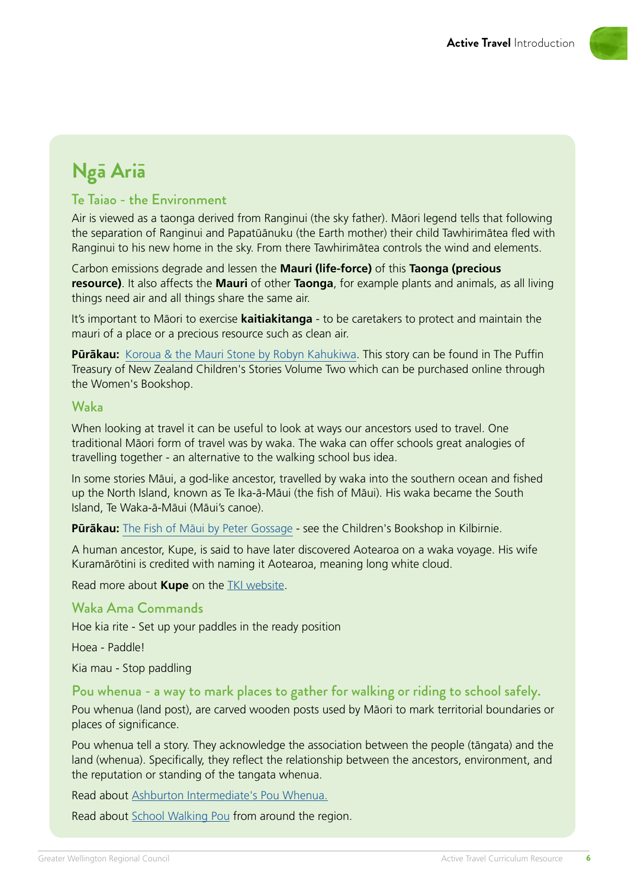## Ngā Ariā

### Te Taiao - the Environment

Air is viewed as a taonga derived from Ranginui (the sky father). Māori legend tells that following the separation of Ranginui and Papatūānuku (the Earth mother) their child Tawhirimātea fled with Ranginui to his new home in the sky. From there Tawhirimātea controls the wind and elements.

Carbon emissions degrade and lessen the **Mauri (life-force)** of this **Taonga (precious resource)**. It also affects the **Mauri** of other **Taonga**, for example plants and animals, as all living things need air and all things share the same air.

It's important to Māori to exercise **kaitiakitanga** - to be caretakers to protect and maintain the mauri of a place or a precious resource such as clean air.

**Pūrākau:** Koroua & the Mauri Stone by Robyn Kahukiwa. This story can be found in The Puffin Treasury of New Zealand Children's Stories Volume Two which can be purchased online through the Women's Bookshop.

### Waka

When looking at travel it can be useful to look at ways our ancestors used to travel. One traditional Māori form of travel was by waka. The waka can offer schools great analogies of travelling together - an alternative to the walking school bus idea.

In some stories Māui, a god-like ancestor, travelled by waka into the southern ocean and fished up the North Island, known as Te Ika-ā-Māui (the fish of Māui). His waka became the South Island, Te Waka-ā-Māui (Māui's canoe).

**Pūrākau:** The Fish of Māui by Peter Gossage - see the Children's Bookshop in Kilbirnie.

A human ancestor, Kupe, is said to have later discovered Aotearoa on a waka voyage. His wife Kuramārōtini is credited with naming it Aotearoa, meaning long white cloud.

Read more about **Kupe** on the TKI website.

### Waka Ama Commands

Hoe kia rite - Set up your paddles in the ready position

Hoea - Paddle!

Kia mau - Stop paddling

### Pou whenua - a way to mark places to gather for walking or riding to school safely.

Pou whenua (land post), are carved wooden posts used by Māori to mark territorial boundaries or places of significance.

Pou whenua tell a story. They acknowledge the association between the people (tāngata) and the land (whenua). Specifically, they reflect the relationship between the ancestors, environment, and the reputation or standing of the tangata whenua.

Read about Ashburton Intermediate's Pou Whenua.

Read about School Walking Pou from around the region.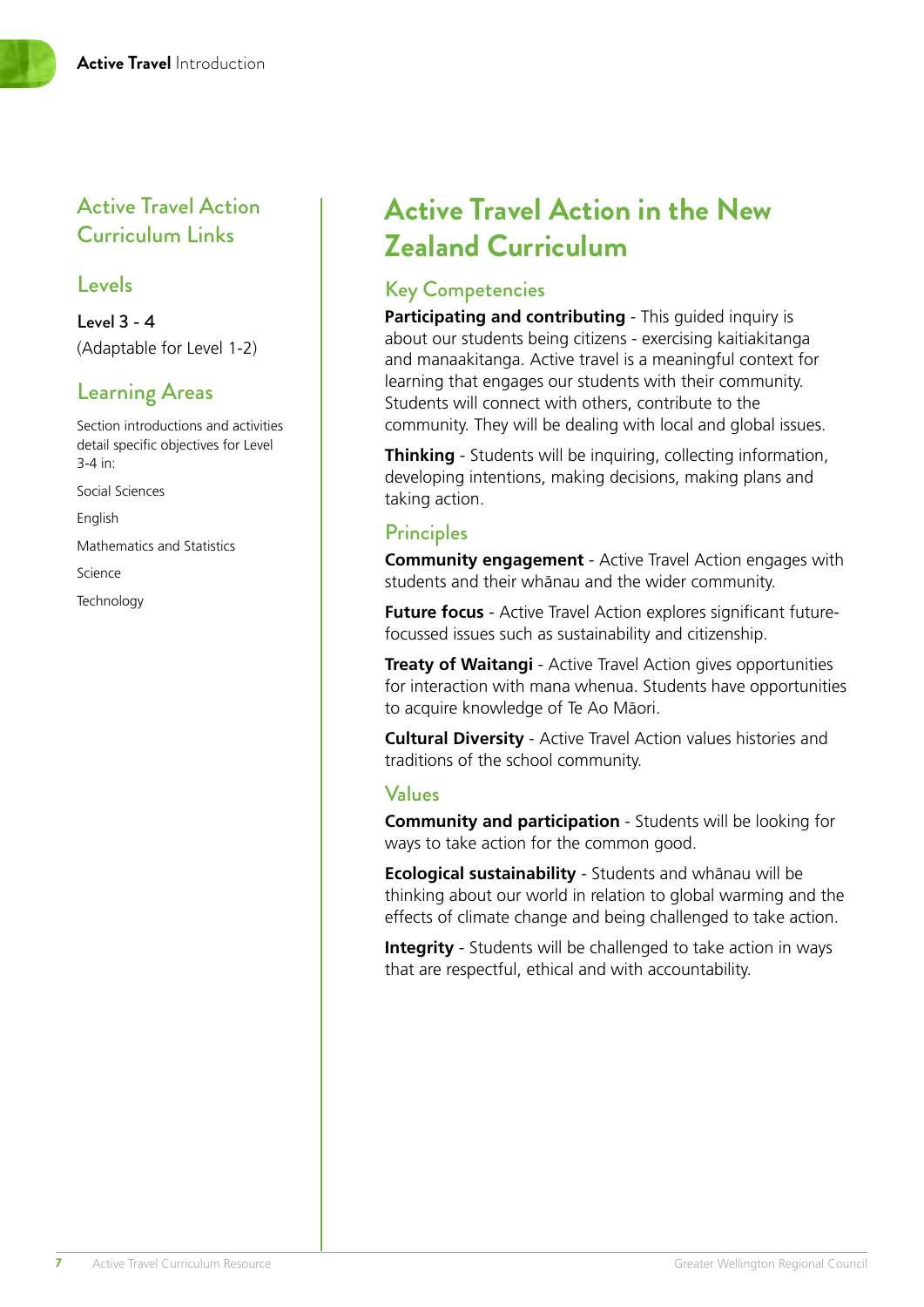## Active Travel Action Curriculum Links

### Levels

Level 3 - 4
(Adaptable for Level 1-2)

### Learning Areas

Section introductions and activities detail specific objectives for Level 3-4 in:

Social Sciences

English

Mathematics and Statistics

Science

Technology

# Active Travel Action in the New Zealand Curriculum

### Key Competencies

**Participating and contributing** - This guided inquiry is about our students being citizens - exercising kaitiakitanga and manaakitanga. Active travel is a meaningful context for learning that engages our students with their community. Students will connect with others, contribute to the community. They will be dealing with local and global issues.

**Thinking** - Students will be inquiring, collecting information, developing intentions, making decisions, making plans and taking action.

### Principles

**Community engagement** - Active Travel Action engages with students and their whānau and the wider community.

**Future focus** - Active Travel Action explores significant future-focussed issues such as sustainability and citizenship.

**Treaty of Waitangi** - Active Travel Action gives opportunities for interaction with mana whenua. Students have opportunities to acquire knowledge of Te Ao Māori.

**Cultural Diversity** - Active Travel Action values histories and traditions of the school community.

### Values

**Community and participation** - Students will be looking for ways to take action for the common good.

**Ecological sustainability** - Students and whānau will be thinking about our world in relation to global warming and the effects of climate change and being challenged to take action.

**Integrity** - Students will be challenged to take action in ways that are respectful, ethical and with accountability.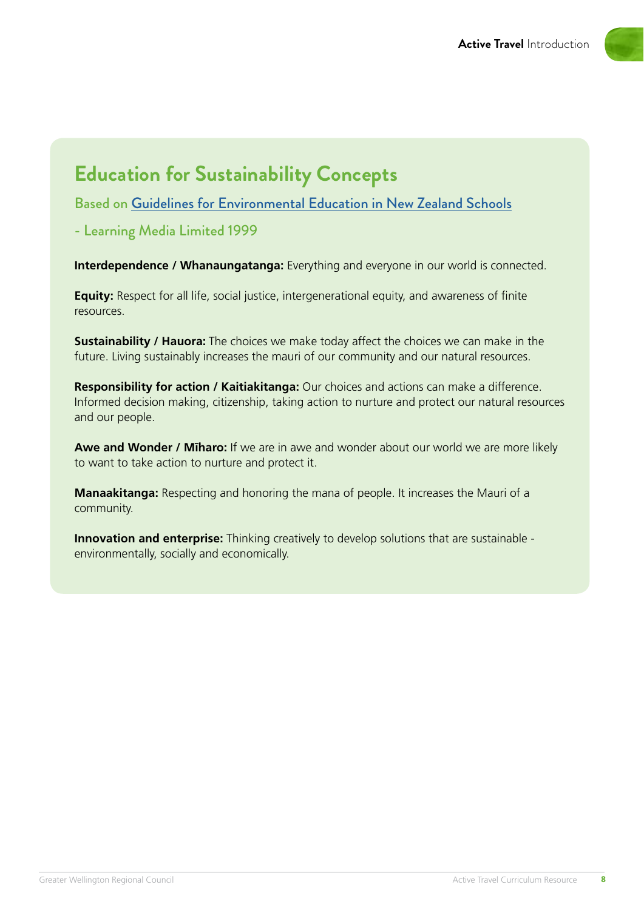## Education for Sustainability Concepts

Based on [Guidelines for Environmental Education in New Zealand Schools](Guidelines for Environmental Education in New Zealand Schools)

- Learning Media Limited 1999

**Interdependence / Whanaungatanga:** Everything and everyone in our world is connected.

**Equity:** Respect for all life, social justice, intergenerational equity, and awareness of finite resources.

**Sustainability / Hauora:** The choices we make today affect the choices we can make in the future. Living sustainably increases the mauri of our community and our natural resources.

**Responsibility for action / Kaitiakitanga:** Our choices and actions can make a difference. Informed decision making, citizenship, taking action to nurture and protect our natural resources and our people.

**Awe and Wonder / Mīharo:** If we are in awe and wonder about our world we are more likely to want to take action to nurture and protect it.

**Manaakitanga:** Respecting and honoring the mana of people. It increases the Mauri of a community.

**Innovation and enterprise:** Thinking creatively to develop solutions that are sustainable - environmentally, socially and economically.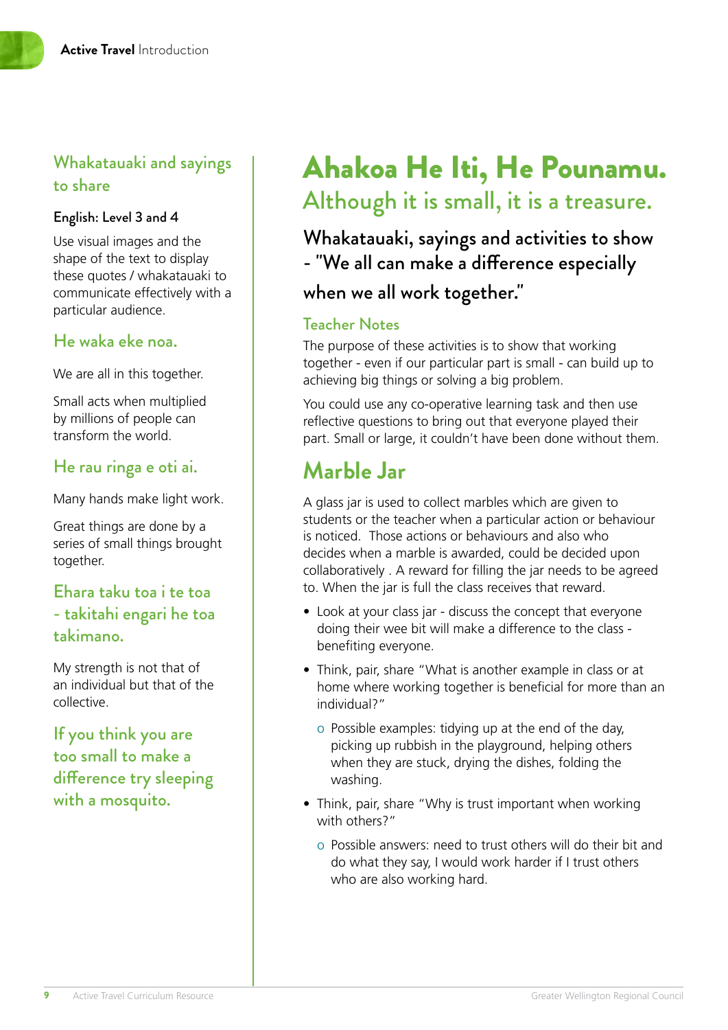## Whakatauaki and sayings to share

English: Level 3 and 4

Use visual images and the shape of the text to display these quotes / whakatauaki to communicate effectively with a particular audience.

### He waka eke noa.

We are all in this together.

Small acts when multiplied by millions of people can transform the world.

### He rau ringa e oti ai.

Many hands make light work.

Great things are done by a series of small things brought together.

### Ehara taku toa i te toa - takitahi engari he toa takimano.

My strength is not that of an individual but that of the collective.

### If you think you are too small to make a difference try sleeping with a mosquito.

# Ahakoa He Iti, He Pounamu.

## Although it is small, it is a treasure.

### Whakatauaki, sayings and activities to show - "We all can make a difference especially when we all work together."

#### Teacher Notes

The purpose of these activities is to show that working together - even if our particular part is small - can build up to achieving big things or solving a big problem.

You could use any co-operative learning task and then use reflective questions to bring out that everyone played their part. Small or large, it couldn't have been done without them.

## Marble Jar

A glass jar is used to collect marbles which are given to students or the teacher when a particular action or behaviour is noticed.  Those actions or behaviours and also who decides when a marble is awarded, could be decided upon collaboratively . A reward for filling the jar needs to be agreed to. When the jar is full the class receives that reward.

- Look at your class jar - discuss the concept that everyone doing their wee bit will make a difference to the class - benefiting everyone.
- Think, pair, share "What is another example in class or at home where working together is beneficial for more than an individual?"
    - Possible examples: tidying up at the end of the day, picking up rubbish in the playground, helping others when they are stuck, drying the dishes, folding the washing.
- Think, pair, share "Why is trust important when working with others?"
    - Possible answers: need to trust others will do their bit and do what they say, I would work harder if I trust others who are also working hard.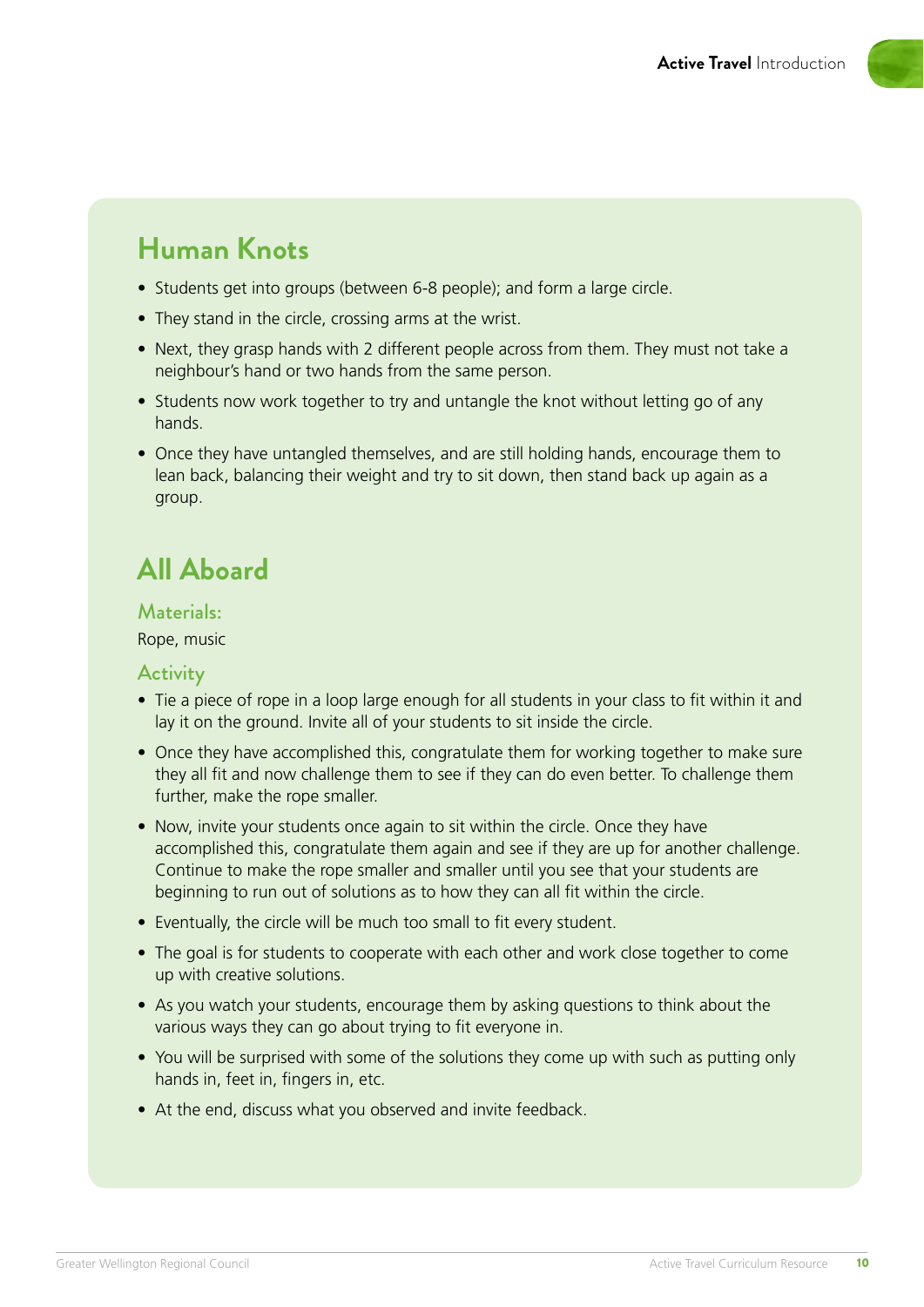## Human Knots

- Students get into groups (between 6-8 people); and form a large circle.
- They stand in the circle, crossing arms at the wrist.
- Next, they grasp hands with 2 different people across from them. They must not take a neighbour's hand or two hands from the same person.
- Students now work together to try and untangle the knot without letting go of any hands.
- Once they have untangled themselves, and are still holding hands, encourage them to lean back, balancing their weight and try to sit down, then stand back up again as a group.

## All Aboard

### Materials:

Rope, music

### Activity

- Tie a piece of rope in a loop large enough for all students in your class to fit within it and lay it on the ground. Invite all of your students to sit inside the circle.
- Once they have accomplished this, congratulate them for working together to make sure they all fit and now challenge them to see if they can do even better. To challenge them further, make the rope smaller.
- Now, invite your students once again to sit within the circle. Once they have accomplished this, congratulate them again and see if they are up for another challenge. Continue to make the rope smaller and smaller until you see that your students are beginning to run out of solutions as to how they can all fit within the circle.
- Eventually, the circle will be much too small to fit every student.
- The goal is for students to cooperate with each other and work close together to come up with creative solutions.
- As you watch your students, encourage them by asking questions to think about the various ways they can go about trying to fit everyone in.
- You will be surprised with some of the solutions they come up with such as putting only hands in, feet in, fingers in, etc.
- At the end, discuss what you observed and invite feedback.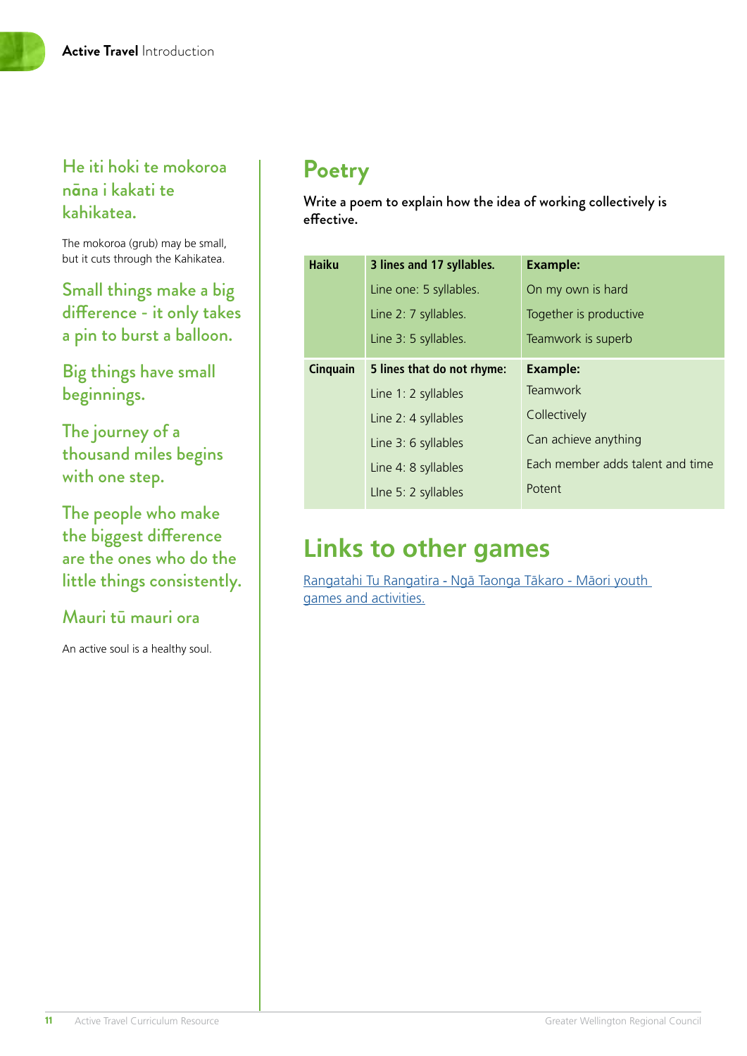He iti hoki te mokoroa nāna i kakati te kahikatea.

The mokoroa (grub) may be small, but it cuts through the Kahikatea.

Small things make a big difference - it only takes a pin to burst a balloon.

Big things have small beginnings.

The journey of a thousand miles begins with one step.

The people who make the biggest difference are the ones who do the little things consistently.

Mauri tū mauri ora

An active soul is a healthy soul.

# Poetry

**Write a poem to explain how the idea of working collectively is effective.**

| | | |
|---|---|---|
| **Haiku** | **3 lines and 17 syllables.** | **Example:** |
| | Line one: 5 syllables. | On my own is hard |
| | Line 2: 7 syllables. | Together is productive |
| | Line 3: 5 syllables. | Teamwork is superb |
| **Cinquain** | **5 lines that do not rhyme:** | **Example:** |
| | Line 1: 2 syllables | Teamwork |
| | Line 2: 4 syllables | Collectively |
| | Line 3: 6 syllables | Can achieve anything |
| | Line 4: 8 syllables | Each member adds talent and time |
| | LIne 5: 2 syllables | Potent |

# Links to other games

[Rangatahi Tu Rangatira - Ngā Taonga Tākaro - Māori youth games and activities.]()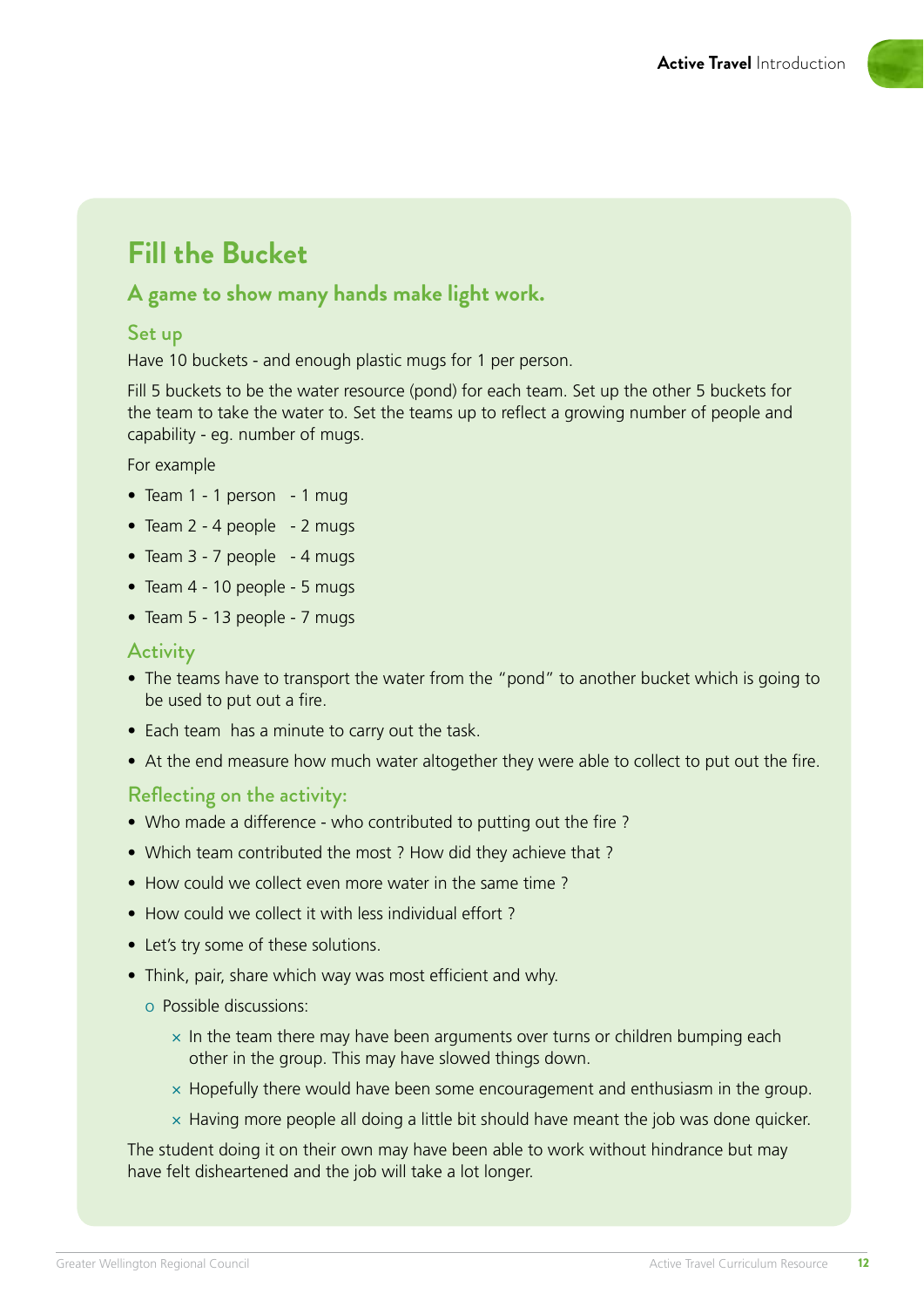## Fill the Bucket

### A game to show many hands make light work.

#### Set up

Have 10 buckets - and enough plastic mugs for 1 per person.

Fill 5 buckets to be the water resource (pond) for each team. Set up the other 5 buckets for the team to take the water to. Set the teams up to reflect a growing number of people and capability - eg. number of mugs.

For example

- Team 1 - 1 person - 1 mug
- Team 2 - 4 people - 2 mugs
- Team 3 - 7 people - 4 mugs
- Team 4 - 10 people - 5 mugs
- Team 5 - 13 people - 7 mugs

#### Activity

- The teams have to transport the water from the "pond" to another bucket which is going to be used to put out a fire.
- Each team has a minute to carry out the task.
- At the end measure how much water altogether they were able to collect to put out the fire.

#### Reflecting on the activity:

- Who made a difference - who contributed to putting out the fire ?
- Which team contributed the most ? How did they achieve that ?
- How could we collect even more water in the same time ?
- How could we collect it with less individual effort ?
- Let's try some of these solutions.
- Think, pair, share which way was most efficient and why.
  - Possible discussions:
    - In the team there may have been arguments over turns or children bumping each other in the group. This may have slowed things down.
    - Hopefully there would have been some encouragement and enthusiasm in the group.
    - Having more people all doing a little bit should have meant the job was done quicker.

The student doing it on their own may have been able to work without hindrance but may have felt disheartened and the job will take a lot longer.